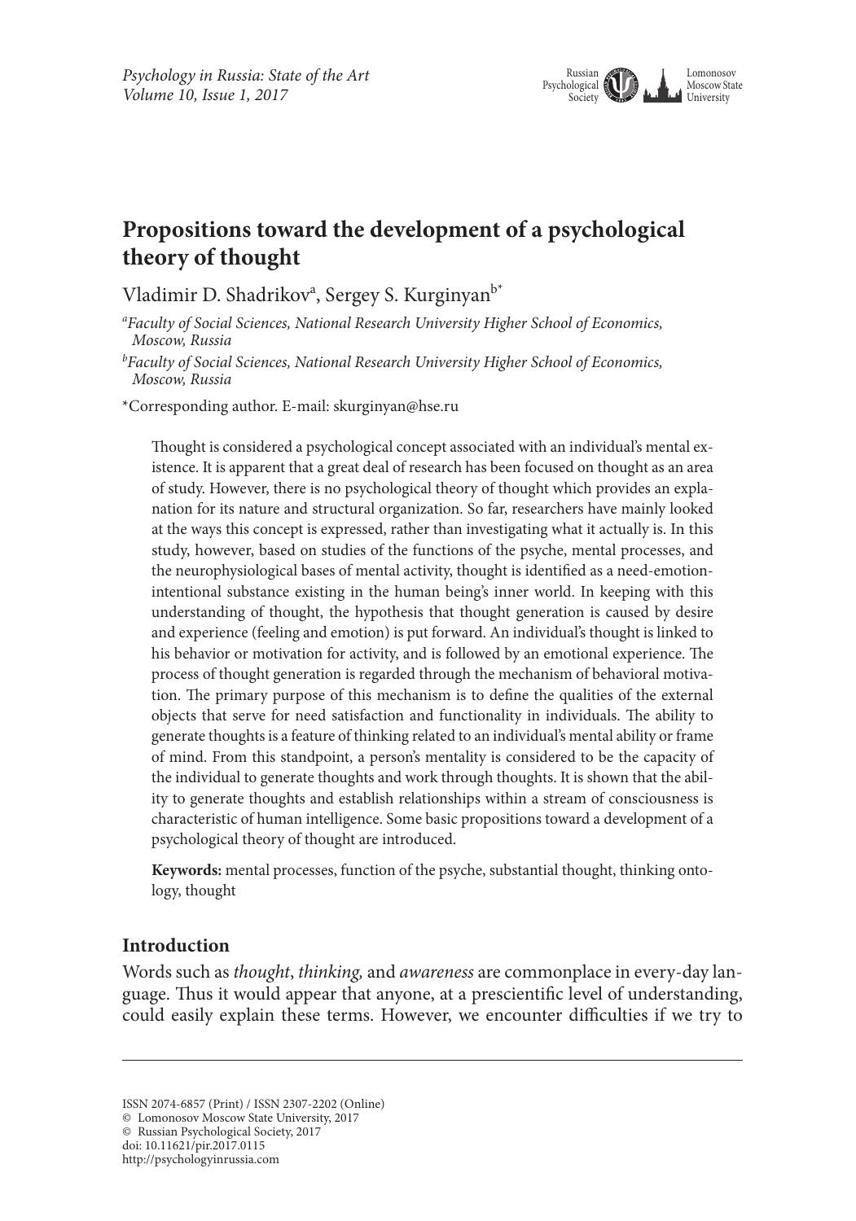# Propositions toward the development of a psychological theory of thought

Vladimir D. Shadrikov[a], Sergey S. Kurginyan[b*]

[a] *Faculty of Social Sciences, National Research University Higher School of Economics, Moscow, Russia*

[b] *Faculty of Social Sciences, National Research University Higher School of Economics, Moscow, Russia*

*Corresponding author. E-mail: skurginyan@hse.ru

Thought is considered a psychological concept associated with an individual's mental existence. It is apparent that a great deal of research has been focused on thought as an area of study. However, there is no psychological theory of thought which provides an explanation for its nature and structural organization. So far, researchers have mainly looked at the ways this concept is expressed, rather than investigating what it actually is. In this study, however, based on studies of the functions of the psyche, mental processes, and the neurophysiological bases of mental activity, thought is identified as a need-emotion-intentional substance existing in the human being's inner world. In keeping with this understanding of thought, the hypothesis that thought generation is caused by desire and experience (feeling and emotion) is put forward. An individual's thought is linked to his behavior or motivation for activity, and is followed by an emotional experience. The process of thought generation is regarded through the mechanism of behavioral motivation. The primary purpose of this mechanism is to define the qualities of the external objects that serve for need satisfaction and functionality in individuals. The ability to generate thoughts is a feature of thinking related to an individual's mental ability or frame of mind. From this standpoint, a person's mentality is considered to be the capacity of the individual to generate thoughts and work through thoughts. It is shown that the ability to generate thoughts and establish relationships within a stream of consciousness is characteristic of human intelligence. Some basic propositions toward a development of a psychological theory of thought are introduced.

**Keywords:** mental processes, function of the psyche, substantial thought, thinking ontology, thought

## Introduction

Words such as *thought*, *thinking,* and *awareness* are commonplace in every-day language. Thus it would appear that anyone, at a prescientific level of understanding, could easily explain these terms. However, we encounter difficulties if we try to

ISSN 2074-6857 (Print) / ISSN 2307-2202 (Online)
© Lomonosov Moscow State University, 2017
© Russian Psychological Society, 2017
doi: 10.11621/pir.2017.0115
http://psychologyinrussia.com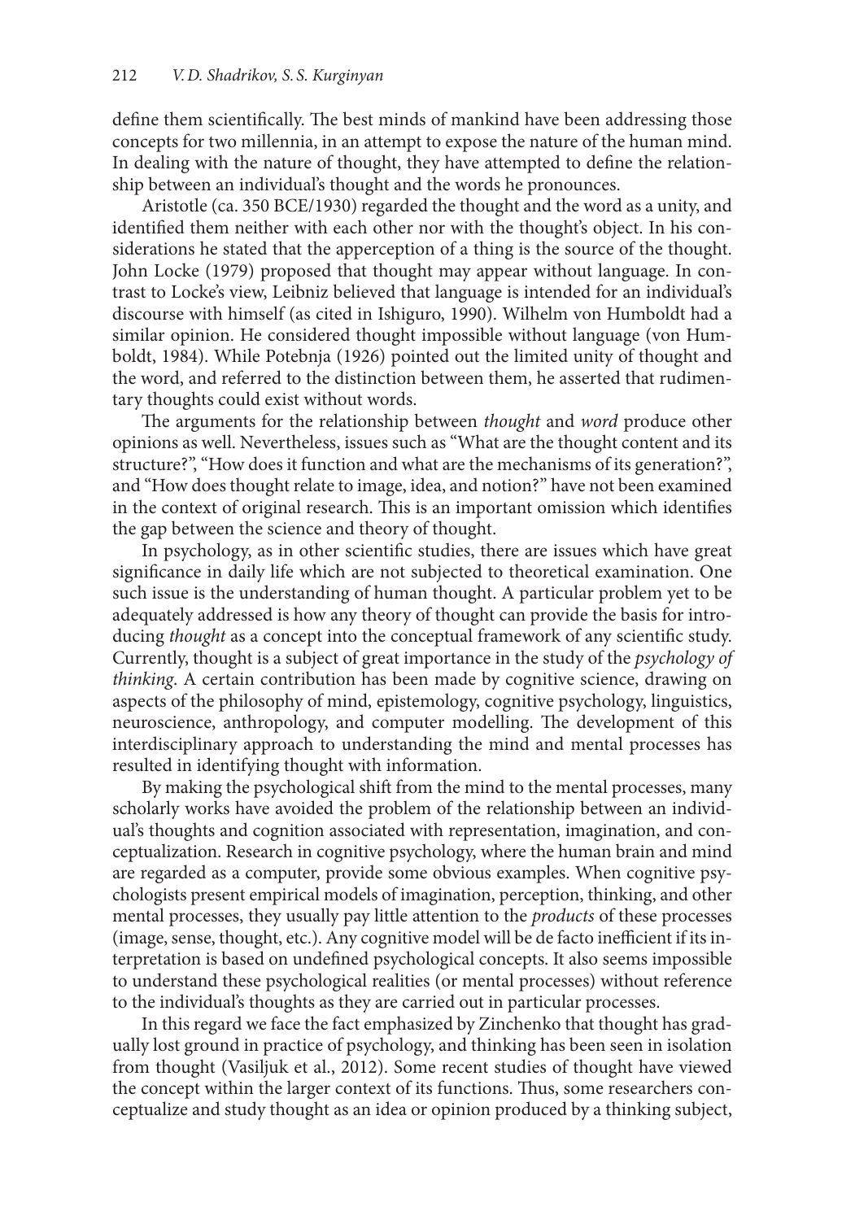define them scientifically. The best minds of mankind have been addressing those concepts for two millennia, in an attempt to expose the nature of the human mind. In dealing with the nature of thought, they have attempted to define the relationship between an individual's thought and the words he pronounces.

Aristotle (ca. 350 BCE/1930) regarded the thought and the word as a unity, and identified them neither with each other nor with the thought's object. In his considerations he stated that the apperception of a thing is the source of the thought. John Locke (1979) proposed that thought may appear without language. In contrast to Locke's view, Leibniz believed that language is intended for an individual's discourse with himself (as cited in Ishiguro, 1990). Wilhelm von Humboldt had a similar opinion. He considered thought impossible without language (von Humboldt, 1984). While Potebnja (1926) pointed out the limited unity of thought and the word, and referred to the distinction between them, he asserted that rudimentary thoughts could exist without words.

The arguments for the relationship between *thought* and *word* produce other opinions as well. Nevertheless, issues such as "What are the thought content and its structure?", "How does it function and what are the mechanisms of its generation?", and "How does thought relate to image, idea, and notion?" have not been examined in the context of original research. This is an important omission which identifies the gap between the science and theory of thought.

In psychology, as in other scientific studies, there are issues which have great significance in daily life which are not subjected to theoretical examination. One such issue is the understanding of human thought. A particular problem yet to be adequately addressed is how any theory of thought can provide the basis for introducing *thought* as a concept into the conceptual framework of any scientific study. Currently, thought is a subject of great importance in the study of the *psychology of thinking*. A certain contribution has been made by cognitive science, drawing on aspects of the philosophy of mind, epistemology, cognitive psychology, linguistics, neuroscience, anthropology, and computer modelling. The development of this interdisciplinary approach to understanding the mind and mental processes has resulted in identifying thought with information.

By making the psychological shift from the mind to the mental processes, many scholarly works have avoided the problem of the relationship between an individual's thoughts and cognition associated with representation, imagination, and conceptualization. Research in cognitive psychology, where the human brain and mind are regarded as a computer, provide some obvious examples. When cognitive psychologists present empirical models of imagination, perception, thinking, and other mental processes, they usually pay little attention to the *products* of these processes (image, sense, thought, etc.). Any cognitive model will be de facto inefficient if its interpretation is based on undefined psychological concepts. It also seems impossible to understand these psychological realities (or mental processes) without reference to the individual's thoughts as they are carried out in particular processes.

In this regard we face the fact emphasized by Zinchenko that thought has gradually lost ground in practice of psychology, and thinking has been seen in isolation from thought (Vasiljuk et al., 2012). Some recent studies of thought have viewed the concept within the larger context of its functions. Thus, some researchers conceptualize and study thought as an idea or opinion produced by a thinking subject,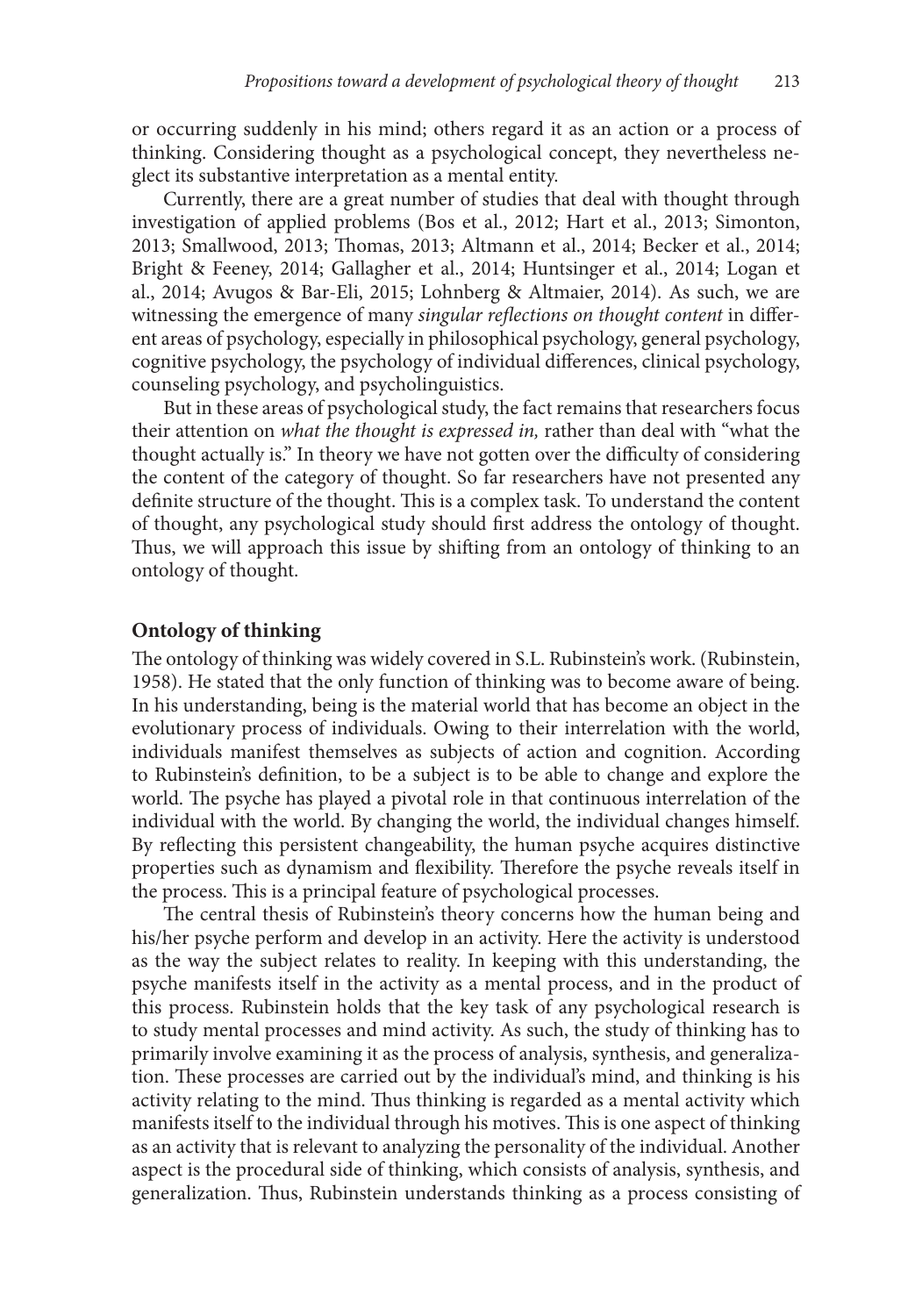or occurring suddenly in his mind; others regard it as an action or a process of thinking. Considering thought as a psychological concept, they nevertheless neglect its substantive interpretation as a mental entity.

Currently, there are a great number of studies that deal with thought through investigation of applied problems (Bos et al., 2012; Hart et al., 2013; Simonton, 2013; Smallwood, 2013; Thomas, 2013; Altmann et al., 2014; Becker et al., 2014; Bright & Feeney, 2014; Gallagher et al., 2014; Huntsinger et al., 2014; Logan et al., 2014; Avugos & Bar-Eli, 2015; Lohnberg & Altmaier, 2014). As such, we are witnessing the emergence of many *singular reflections on thought content* in different areas of psychology, especially in philosophical psychology, general psychology, cognitive psychology, the psychology of individual differences, clinical psychology, counseling psychology, and psycholinguistics.

But in these areas of psychological study, the fact remains that researchers focus their attention on *what the thought is expressed in,* rather than deal with "what the thought actually is." In theory we have not gotten over the difficulty of considering the content of the category of thought. So far researchers have not presented any definite structure of the thought. This is a complex task. To understand the content of thought, any psychological study should first address the ontology of thought. Thus, we will approach this issue by shifting from an ontology of thinking to an ontology of thought.

## Ontology of thinking

The ontology of thinking was widely covered in S.L. Rubinstein's work. (Rubinstein, 1958). He stated that the only function of thinking was to become aware of being. In his understanding, being is the material world that has become an object in the evolutionary process of individuals. Owing to their interrelation with the world, individuals manifest themselves as subjects of action and cognition. According to Rubinstein's definition, to be a subject is to be able to change and explore the world. The psyche has played a pivotal role in that continuous interrelation of the individual with the world. By changing the world, the individual changes himself. By reflecting this persistent changeability, the human psyche acquires distinctive properties such as dynamism and flexibility. Therefore the psyche reveals itself in the process. This is a principal feature of psychological processes.

The central thesis of Rubinstein's theory concerns how the human being and his/her psyche perform and develop in an activity. Here the activity is understood as the way the subject relates to reality. In keeping with this understanding, the psyche manifests itself in the activity as a mental process, and in the product of this process. Rubinstein holds that the key task of any psychological research is to study mental processes and mind activity. As such, the study of thinking has to primarily involve examining it as the process of analysis, synthesis, and generalization. These processes are carried out by the individual's mind, and thinking is his activity relating to the mind. Thus thinking is regarded as a mental activity which manifests itself to the individual through his motives. This is one aspect of thinking as an activity that is relevant to analyzing the personality of the individual. Another aspect is the procedural side of thinking, which consists of analysis, synthesis, and generalization. Thus, Rubinstein understands thinking as a process consisting of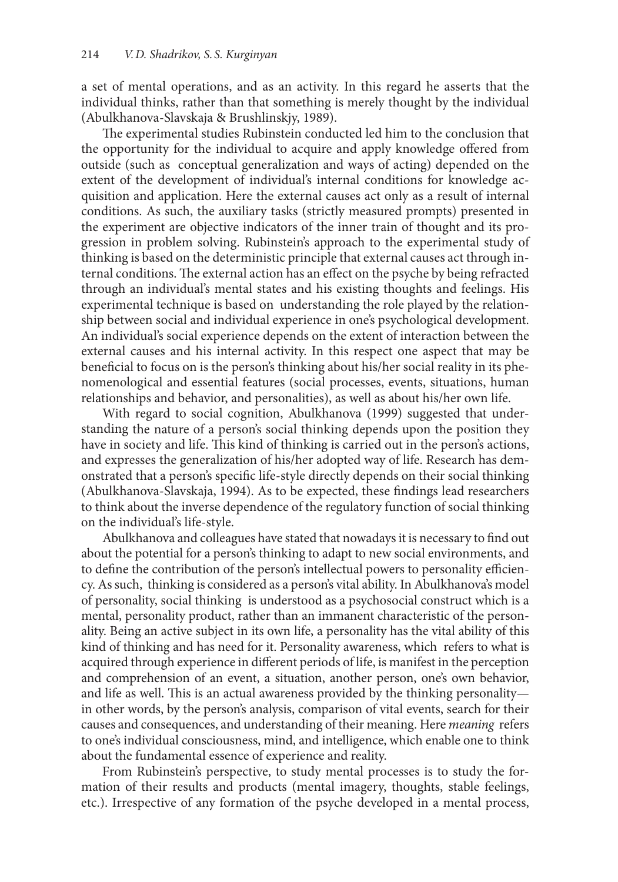a set of mental operations, and as an activity. In this regard he asserts that the individual thinks, rather than that something is merely thought by the individual (Abulkhanova-Slavskaja & Brushlinskjy, 1989).

The experimental studies Rubinstein conducted led him to the conclusion that the opportunity for the individual to acquire and apply knowledge offered from outside (such as conceptual generalization and ways of acting) depended on the extent of the development of individual's internal conditions for knowledge acquisition and application. Here the external causes act only as a result of internal conditions. As such, the auxiliary tasks (strictly measured prompts) presented in the experiment are objective indicators of the inner train of thought and its progression in problem solving. Rubinstein's approach to the experimental study of thinking is based on the deterministic principle that external causes act through internal conditions. The external action has an effect on the psyche by being refracted through an individual's mental states and his existing thoughts and feelings. His experimental technique is based on understanding the role played by the relationship between social and individual experience in one's psychological development. An individual's social experience depends on the extent of interaction between the external causes and his internal activity. In this respect one aspect that may be beneficial to focus on is the person's thinking about his/her social reality in its phenomenological and essential features (social processes, events, situations, human relationships and behavior, and personalities), as well as about his/her own life.

With regard to social cognition, Abulkhanova (1999) suggested that understanding the nature of a person's social thinking depends upon the position they have in society and life. This kind of thinking is carried out in the person's actions, and expresses the generalization of his/her adopted way of life. Research has demonstrated that a person's specific life-style directly depends on their social thinking (Abulkhanova-Slavskaja, 1994). As to be expected, these findings lead researchers to think about the inverse dependence of the regulatory function of social thinking on the individual's life-style.

Abulkhanova and colleagues have stated that nowadays it is necessary to find out about the potential for a person's thinking to adapt to new social environments, and to define the contribution of the person's intellectual powers to personality efficiency. As such, thinking is considered as a person's vital ability. In Abulkhanova's model of personality, social thinking is understood as a psychosocial construct which is a mental, personality product, rather than an immanent characteristic of the personality. Being an active subject in its own life, a personality has the vital ability of this kind of thinking and has need for it. Personality awareness, which refers to what is acquired through experience in different periods of life, is manifest in the perception and comprehension of an event, a situation, another person, one's own behavior, and life as well. This is an actual awareness provided by the thinking personality—in other words, by the person's analysis, comparison of vital events, search for their causes and consequences, and understanding of their meaning. Here *meaning* refers to one's individual consciousness, mind, and intelligence, which enable one to think about the fundamental essence of experience and reality.

From Rubinstein's perspective, to study mental processes is to study the formation of their results and products (mental imagery, thoughts, stable feelings, etc.). Irrespective of any formation of the psyche developed in a mental process,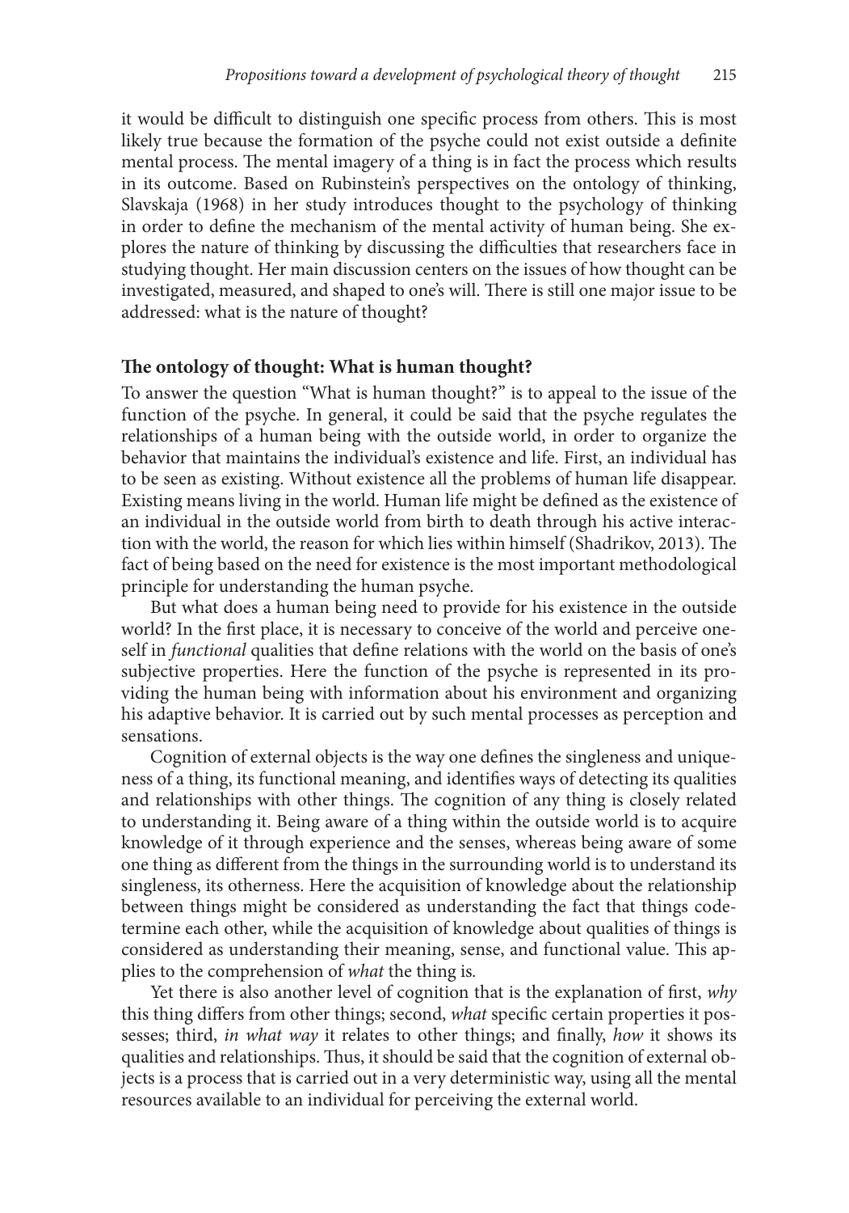it would be difficult to distinguish one specific process from others. This is most likely true because the formation of the psyche could not exist outside a definite mental process. The mental imagery of a thing is in fact the process which results in its outcome. Based on Rubinstein's perspectives on the ontology of thinking, Slavskaja (1968) in her study introduces thought to the psychology of thinking in order to define the mechanism of the mental activity of human being. She explores the nature of thinking by discussing the difficulties that researchers face in studying thought. Her main discussion centers on the issues of how thought can be investigated, measured, and shaped to one's will. There is still one major issue to be addressed: what is the nature of thought?

## The ontology of thought: What is human thought?

To answer the question "What is human thought?" is to appeal to the issue of the function of the psyche. In general, it could be said that the psyche regulates the relationships of a human being with the outside world, in order to organize the behavior that maintains the individual's existence and life. First, an individual has to be seen as existing. Without existence all the problems of human life disappear. Existing means living in the world. Human life might be defined as the existence of an individual in the outside world from birth to death through his active interaction with the world, the reason for which lies within himself (Shadrikov, 2013). The fact of being based on the need for existence is the most important methodological principle for understanding the human psyche.

But what does a human being need to provide for his existence in the outside world? In the first place, it is necessary to conceive of the world and perceive oneself in *functional* qualities that define relations with the world on the basis of one's subjective properties. Here the function of the psyche is represented in its providing the human being with information about his environment and organizing his adaptive behavior. It is carried out by such mental processes as perception and sensations.

Cognition of external objects is the way one defines the singleness and uniqueness of a thing, its functional meaning, and identifies ways of detecting its qualities and relationships with other things. The cognition of any thing is closely related to understanding it. Being aware of a thing within the outside world is to acquire knowledge of it through experience and the senses, whereas being aware of some one thing as different from the things in the surrounding world is to understand its singleness, its otherness. Here the acquisition of knowledge about the relationship between things might be considered as understanding the fact that things codetermine each other, while the acquisition of knowledge about qualities of things is considered as understanding their meaning, sense, and functional value. This applies to the comprehension of *what* the thing is.

Yet there is also another level of cognition that is the explanation of first, *why* this thing differs from other things; second, *what* specific certain properties it possesses; third, *in what way* it relates to other things; and finally, *how* it shows its qualities and relationships. Thus, it should be said that the cognition of external objects is a process that is carried out in a very deterministic way, using all the mental resources available to an individual for perceiving the external world.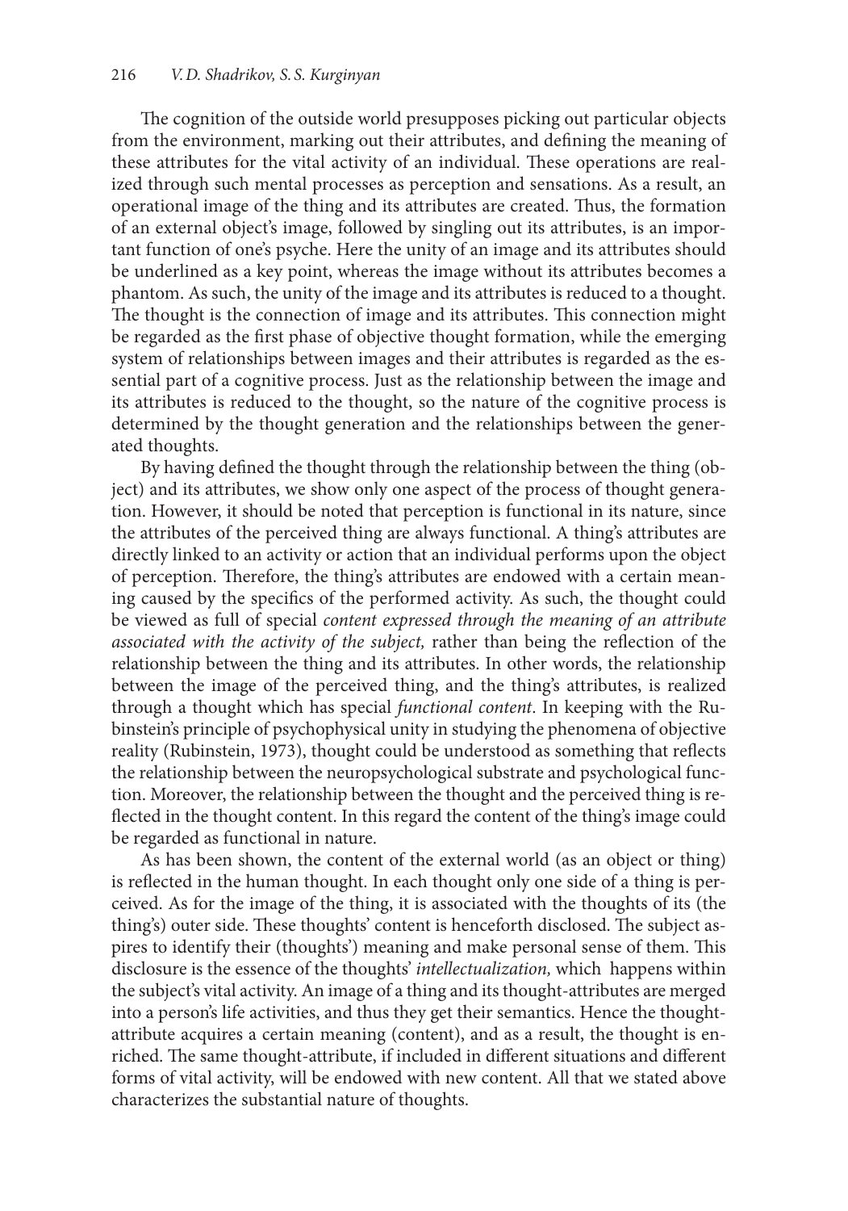The cognition of the outside world presupposes picking out particular objects from the environment, marking out their attributes, and defining the meaning of these attributes for the vital activity of an individual. These operations are realized through such mental processes as perception and sensations. As a result, an operational image of the thing and its attributes are created. Thus, the formation of an external object's image, followed by singling out its attributes, is an important function of one's psyche. Here the unity of an image and its attributes should be underlined as a key point, whereas the image without its attributes becomes a phantom. As such, the unity of the image and its attributes is reduced to a thought. The thought is the connection of image and its attributes. This connection might be regarded as the first phase of objective thought formation, while the emerging system of relationships between images and their attributes is regarded as the essential part of a cognitive process. Just as the relationship between the image and its attributes is reduced to the thought, so the nature of the cognitive process is determined by the thought generation and the relationships between the generated thoughts.

By having defined the thought through the relationship between the thing (object) and its attributes, we show only one aspect of the process of thought generation. However, it should be noted that perception is functional in its nature, since the attributes of the perceived thing are always functional. A thing's attributes are directly linked to an activity or action that an individual performs upon the object of perception. Therefore, the thing's attributes are endowed with a certain meaning caused by the specifics of the performed activity. As such, the thought could be viewed as full of special *content expressed through the meaning of an attribute associated with the activity of the subject,* rather than being the reflection of the relationship between the thing and its attributes. In other words, the relationship between the image of the perceived thing, and the thing's attributes, is realized through a thought which has special *functional content*. In keeping with the Rubinstein's principle of psychophysical unity in studying the phenomena of objective reality (Rubinstein, 1973), thought could be understood as something that reflects the relationship between the neuropsychological substrate and psychological function. Moreover, the relationship between the thought and the perceived thing is reflected in the thought content. In this regard the content of the thing's image could be regarded as functional in nature.

As has been shown, the content of the external world (as an object or thing) is reflected in the human thought. In each thought only one side of a thing is perceived. As for the image of the thing, it is associated with the thoughts of its (the thing's) outer side. These thoughts' content is henceforth disclosed. The subject aspires to identify their (thoughts') meaning and make personal sense of them. This disclosure is the essence of the thoughts' *intellectualization,* which happens within the subject's vital activity. An image of a thing and its thought-attributes are merged into a person's life activities, and thus they get their semantics. Hence the thought-attribute acquires a certain meaning (content), and as a result, the thought is enriched. The same thought-attribute, if included in different situations and different forms of vital activity, will be endowed with new content. All that we stated above characterizes the substantial nature of thoughts.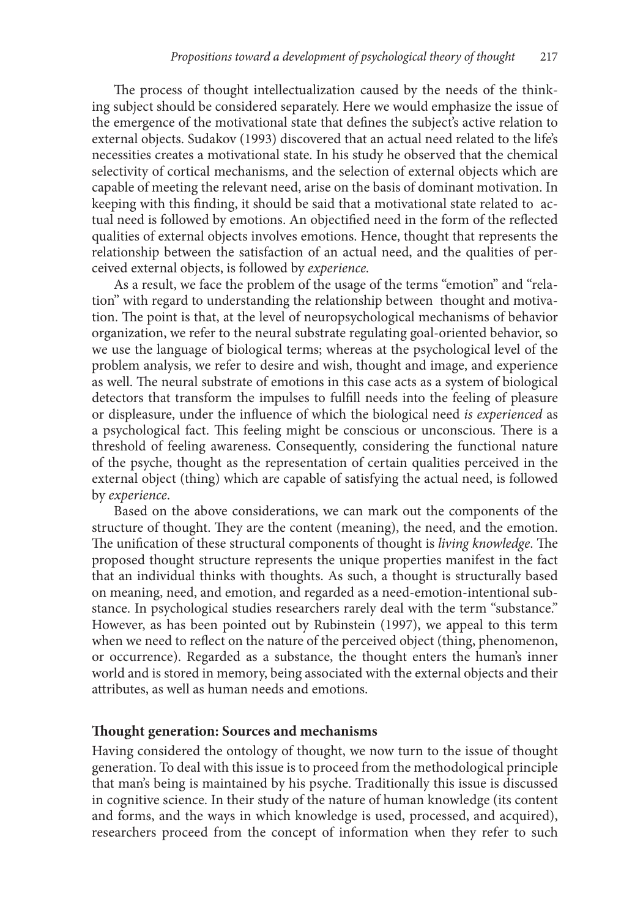The process of thought intellectualization caused by the needs of the thinking subject should be considered separately. Here we would emphasize the issue of the emergence of the motivational state that defines the subject's active relation to external objects. Sudakov (1993) discovered that an actual need related to the life's necessities creates a motivational state. In his study he observed that the chemical selectivity of cortical mechanisms, and the selection of external objects which are capable of meeting the relevant need, arise on the basis of dominant motivation. In keeping with this finding, it should be said that a motivational state related to actual need is followed by emotions. An objectified need in the form of the reflected qualities of external objects involves emotions. Hence, thought that represents the relationship between the satisfaction of an actual need, and the qualities of perceived external objects, is followed by *experience.*

As a result, we face the problem of the usage of the terms "emotion" and "relation" with regard to understanding the relationship between thought and motivation. The point is that, at the level of neuropsychological mechanisms of behavior organization, we refer to the neural substrate regulating goal-oriented behavior, so we use the language of biological terms; whereas at the psychological level of the problem analysis, we refer to desire and wish, thought and image, and experience as well. The neural substrate of emotions in this case acts as a system of biological detectors that transform the impulses to fulfill needs into the feeling of pleasure or displeasure, under the influence of which the biological need *is experienced* as a psychological fact. This feeling might be conscious or unconscious. There is a threshold of feeling awareness. Consequently, considering the functional nature of the psyche, thought as the representation of certain qualities perceived in the external object (thing) which are capable of satisfying the actual need, is followed by *experience*.

Based on the above considerations, we can mark out the components of the structure of thought. They are the content (meaning), the need, and the emotion. The unification of these structural components of thought is *living knowledge*. The proposed thought structure represents the unique properties manifest in the fact that an individual thinks with thoughts. As such, a thought is structurally based on meaning, need, and emotion, and regarded as a need-emotion-intentional substance. In psychological studies researchers rarely deal with the term "substance." However, as has been pointed out by Rubinstein (1997), we appeal to this term when we need to reflect on the nature of the perceived object (thing, phenomenon, or occurrence). Regarded as a substance, the thought enters the human's inner world and is stored in memory, being associated with the external objects and their attributes, as well as human needs and emotions.

## Thought generation: Sources and mechanisms

Having considered the ontology of thought, we now turn to the issue of thought generation. To deal with this issue is to proceed from the methodological principle that man's being is maintained by his psyche. Traditionally this issue is discussed in cognitive science. In their study of the nature of human knowledge (its content and forms, and the ways in which knowledge is used, processed, and acquired), researchers proceed from the concept of information when they refer to such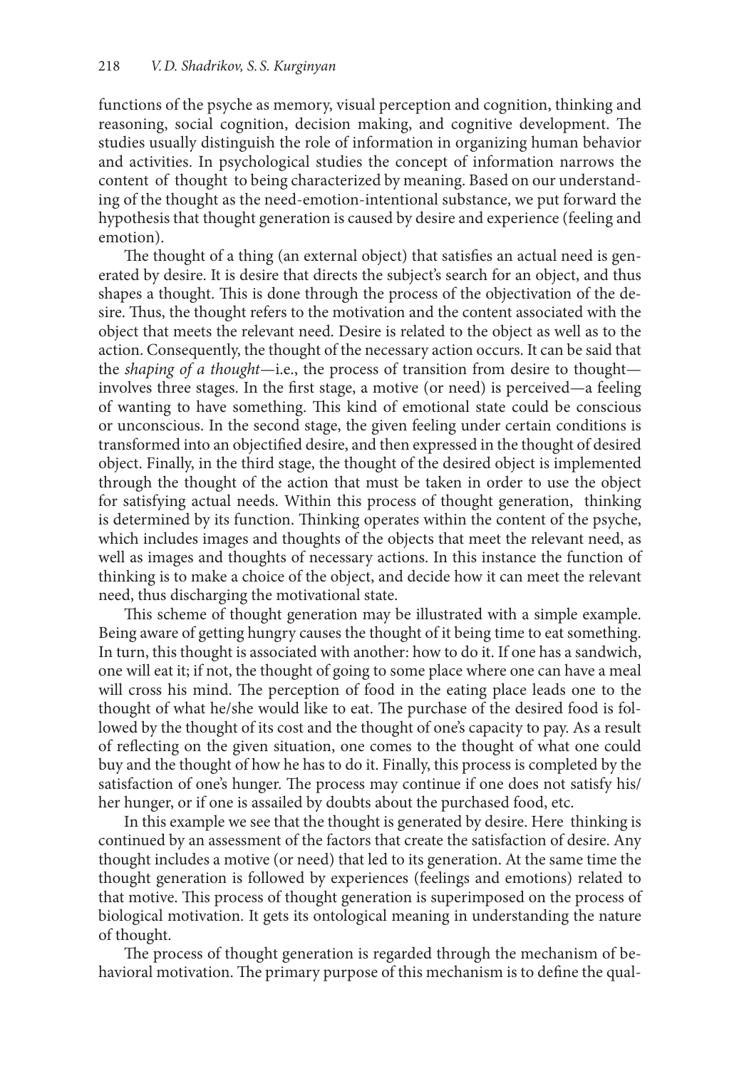functions of the psyche as memory, visual perception and cognition, thinking and reasoning, social cognition, decision making, and cognitive development. The studies usually distinguish the role of information in organizing human behavior and activities. In psychological studies the concept of information narrows the content of thought to being characterized by meaning. Based on our understanding of the thought as the need-emotion-intentional substance, we put forward the hypothesis that thought generation is caused by desire and experience (feeling and emotion).

The thought of a thing (an external object) that satisfies an actual need is generated by desire. It is desire that directs the subject's search for an object, and thus shapes a thought. This is done through the process of the objectivation of the desire. Thus, the thought refers to the motivation and the content associated with the object that meets the relevant need. Desire is related to the object as well as to the action. Consequently, the thought of the necessary action occurs. It can be said that the *shaping of a thought*—i.e., the process of transition from desire to thought—involves three stages. In the first stage, a motive (or need) is perceived—a feeling of wanting to have something. This kind of emotional state could be conscious or unconscious. In the second stage, the given feeling under certain conditions is transformed into an objectified desire, and then expressed in the thought of desired object. Finally, in the third stage, the thought of the desired object is implemented through the thought of the action that must be taken in order to use the object for satisfying actual needs. Within this process of thought generation, thinking is determined by its function. Thinking operates within the content of the psyche, which includes images and thoughts of the objects that meet the relevant need, as well as images and thoughts of necessary actions. In this instance the function of thinking is to make a choice of the object, and decide how it can meet the relevant need, thus discharging the motivational state.

This scheme of thought generation may be illustrated with a simple example. Being aware of getting hungry causes the thought of it being time to eat something. In turn, this thought is associated with another: how to do it. If one has a sandwich, one will eat it; if not, the thought of going to some place where one can have a meal will cross his mind. The perception of food in the eating place leads one to the thought of what he/she would like to eat. The purchase of the desired food is followed by the thought of its cost and the thought of one's capacity to pay. As a result of reflecting on the given situation, one comes to the thought of what one could buy and the thought of how he has to do it. Finally, this process is completed by the satisfaction of one's hunger. The process may continue if one does not satisfy his/her hunger, or if one is assailed by doubts about the purchased food, etc.

In this example we see that the thought is generated by desire. Here thinking is continued by an assessment of the factors that create the satisfaction of desire. Any thought includes a motive (or need) that led to its generation. At the same time the thought generation is followed by experiences (feelings and emotions) related to that motive. This process of thought generation is superimposed on the process of biological motivation. It gets its ontological meaning in understanding the nature of thought.

The process of thought generation is regarded through the mechanism of behavioral motivation. The primary purpose of this mechanism is to define the qual-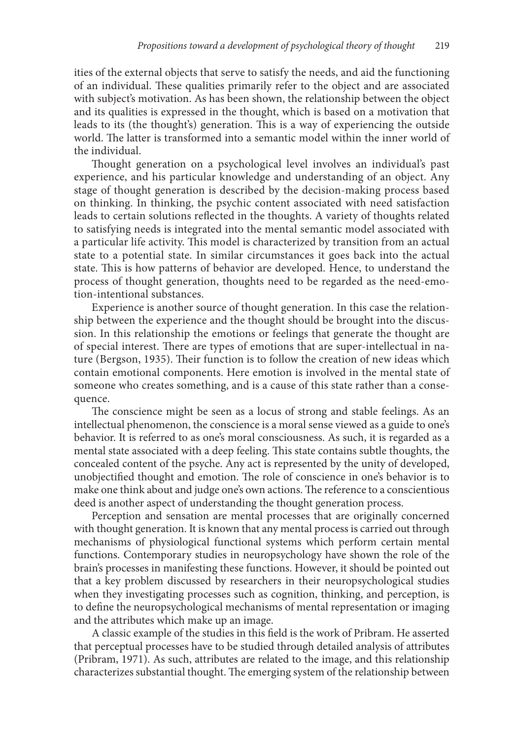ities of the external objects that serve to satisfy the needs, and aid the functioning of an individual. These qualities primarily refer to the object and are associated with subject's motivation. As has been shown, the relationship between the object and its qualities is expressed in the thought, which is based on a motivation that leads to its (the thought's) generation. This is a way of experiencing the outside world. The latter is transformed into a semantic model within the inner world of the individual.

Thought generation on a psychological level involves an individual's past experience, and his particular knowledge and understanding of an object. Any stage of thought generation is described by the decision-making process based on thinking. In thinking, the psychic content associated with need satisfaction leads to certain solutions reflected in the thoughts. A variety of thoughts related to satisfying needs is integrated into the mental semantic model associated with a particular life activity. This model is characterized by transition from an actual state to a potential state. In similar circumstances it goes back into the actual state. This is how patterns of behavior are developed. Hence, to understand the process of thought generation, thoughts need to be regarded as the need-emotion-intentional substances.

Experience is another source of thought generation. In this case the relationship between the experience and the thought should be brought into the discussion. In this relationship the emotions or feelings that generate the thought are of special interest. There are types of emotions that are super-intellectual in nature (Bergson, 1935). Their function is to follow the creation of new ideas which contain emotional components. Here emotion is involved in the mental state of someone who creates something, and is a cause of this state rather than a consequence.

The conscience might be seen as a locus of strong and stable feelings. As an intellectual phenomenon, the conscience is a moral sense viewed as a guide to one's behavior. It is referred to as one's moral consciousness. As such, it is regarded as a mental state associated with a deep feeling. This state contains subtle thoughts, the concealed content of the psyche. Any act is represented by the unity of developed, unobjectified thought and emotion. The role of conscience in one's behavior is to make one think about and judge one's own actions. The reference to a conscientious deed is another aspect of understanding the thought generation process.

Perception and sensation are mental processes that are originally concerned with thought generation. It is known that any mental process is carried out through mechanisms of physiological functional systems which perform certain mental functions. Contemporary studies in neuropsychology have shown the role of the brain's processes in manifesting these functions. However, it should be pointed out that a key problem discussed by researchers in their neuropsychological studies when they investigating processes such as cognition, thinking, and perception, is to define the neuropsychological mechanisms of mental representation or imaging and the attributes which make up an image.

A classic example of the studies in this field is the work of Pribram. He asserted that perceptual processes have to be studied through detailed analysis of attributes (Pribram, 1971). As such, attributes are related to the image, and this relationship characterizes substantial thought. The emerging system of the relationship between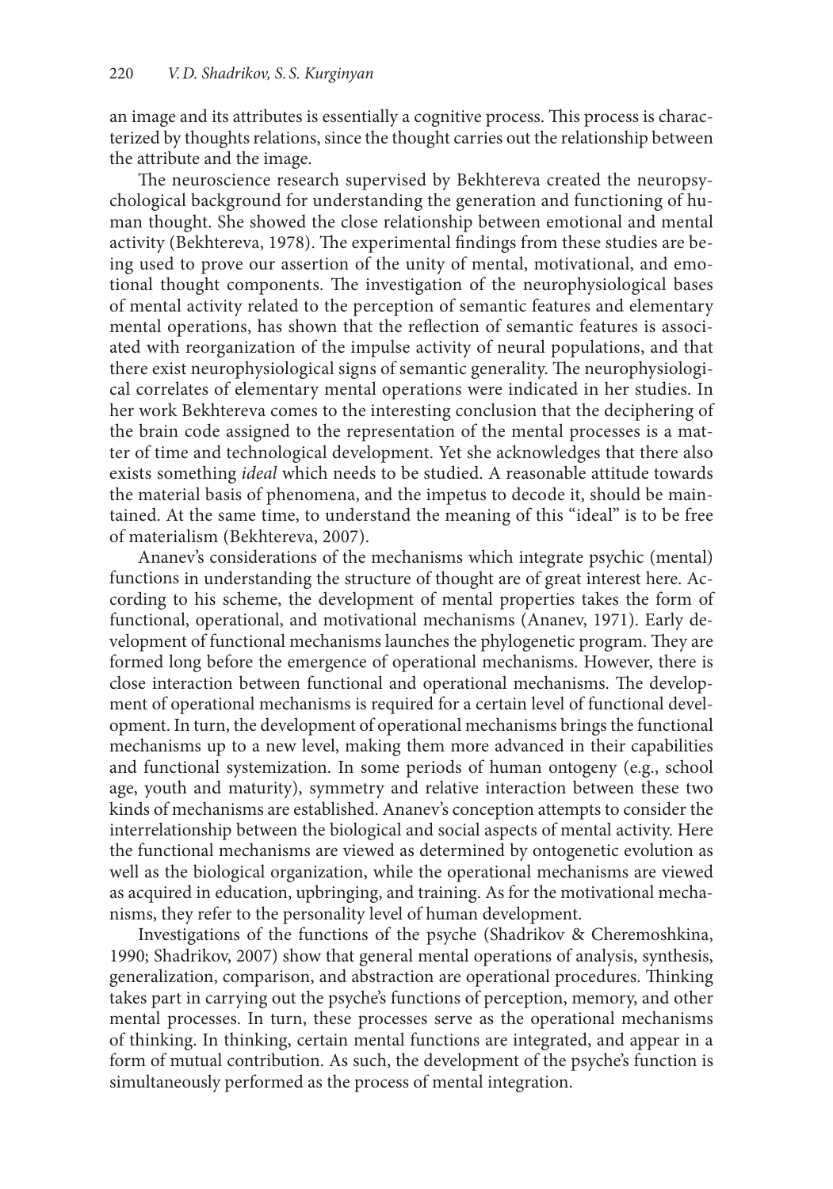an image and its attributes is essentially a cognitive process. This process is characterized by thoughts relations, since the thought carries out the relationship between the attribute and the image.

The neuroscience research supervised by Bekhtereva created the neuropsychological background for understanding the generation and functioning of human thought. She showed the close relationship between emotional and mental activity (Bekhtereva, 1978). The experimental findings from these studies are being used to prove our assertion of the unity of mental, motivational, and emotional thought components. The investigation of the neurophysiological bases of mental activity related to the perception of semantic features and elementary mental operations, has shown that the reflection of semantic features is associated with reorganization of the impulse activity of neural populations, and that there exist neurophysiological signs of semantic generality. The neurophysiological correlates of elementary mental operations were indicated in her studies. In her work Bekhtereva comes to the interesting conclusion that the deciphering of the brain code assigned to the representation of the mental processes is a matter of time and technological development. Yet she acknowledges that there also exists something *ideal* which needs to be studied. A reasonable attitude towards the material basis of phenomena, and the impetus to decode it, should be maintained. At the same time, to understand the meaning of this "ideal" is to be free of materialism (Bekhtereva, 2007).

Ananev's considerations of the mechanisms which integrate psychic (mental) functions in understanding the structure of thought are of great interest here. According to his scheme, the development of mental properties takes the form of functional, operational, and motivational mechanisms (Ananev, 1971). Early development of functional mechanisms launches the phylogenetic program. They are formed long before the emergence of operational mechanisms. However, there is close interaction between functional and operational mechanisms. The development of operational mechanisms is required for a certain level of functional development. In turn, the development of operational mechanisms brings the functional mechanisms up to a new level, making them more advanced in their capabilities and functional systemization. In some periods of human ontogeny (e.g., school age, youth and maturity), symmetry and relative interaction between these two kinds of mechanisms are established. Ananev's conception attempts to consider the interrelationship between the biological and social aspects of mental activity. Here the functional mechanisms are viewed as determined by ontogenetic evolution as well as the biological organization, while the operational mechanisms are viewed as acquired in education, upbringing, and training. As for the motivational mechanisms, they refer to the personality level of human development.

Investigations of the functions of the psyche (Shadrikov & Cheremoshkina, 1990; Shadrikov, 2007) show that general mental operations of analysis, synthesis, generalization, comparison, and abstraction are operational procedures. Thinking takes part in carrying out the psyche's functions of perception, memory, and other mental processes. In turn, these processes serve as the operational mechanisms of thinking. In thinking, certain mental functions are integrated, and appear in a form of mutual contribution. As such, the development of the psyche's function is simultaneously performed as the process of mental integration.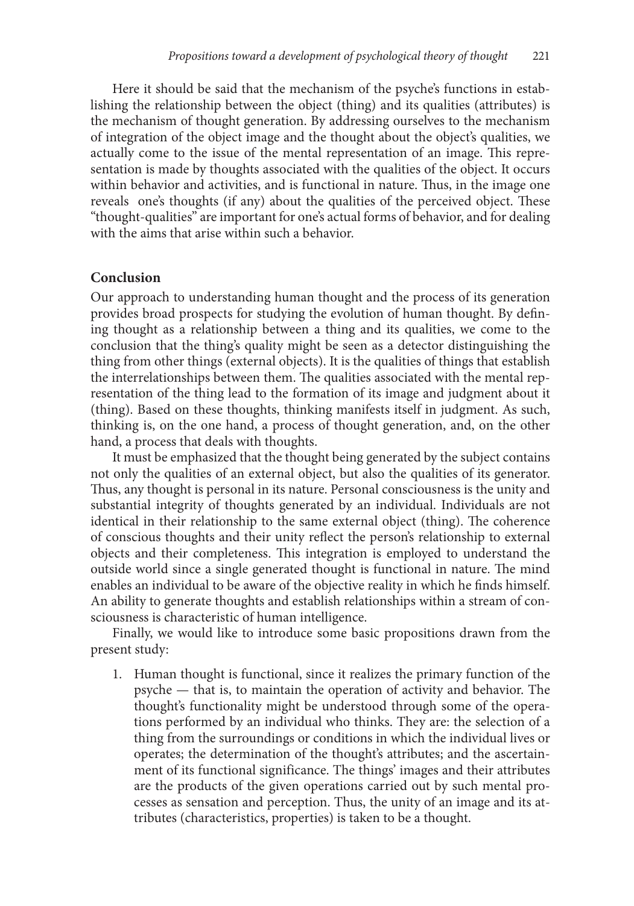Here it should be said that the mechanism of the psyche's functions in establishing the relationship between the object (thing) and its qualities (attributes) is the mechanism of thought generation. By addressing ourselves to the mechanism of integration of the object image and the thought about the object's qualities, we actually come to the issue of the mental representation of an image. This representation is made by thoughts associated with the qualities of the object. It occurs within behavior and activities, and is functional in nature. Thus, in the image one reveals one's thoughts (if any) about the qualities of the perceived object. These "thought-qualities" are important for one's actual forms of behavior, and for dealing with the aims that arise within such a behavior.

## Conclusion

Our approach to understanding human thought and the process of its generation provides broad prospects for studying the evolution of human thought. By defining thought as a relationship between a thing and its qualities, we come to the conclusion that the thing's quality might be seen as a detector distinguishing the thing from other things (external objects). It is the qualities of things that establish the interrelationships between them. The qualities associated with the mental representation of the thing lead to the formation of its image and judgment about it (thing). Based on these thoughts, thinking manifests itself in judgment. As such, thinking is, on the one hand, a process of thought generation, and, on the other hand, a process that deals with thoughts.

It must be emphasized that the thought being generated by the subject contains not only the qualities of an external object, but also the qualities of its generator. Thus, any thought is personal in its nature. Personal consciousness is the unity and substantial integrity of thoughts generated by an individual. Individuals are not identical in their relationship to the same external object (thing). The coherence of conscious thoughts and their unity reflect the person's relationship to external objects and their completeness. This integration is employed to understand the outside world since a single generated thought is functional in nature. The mind enables an individual to be aware of the objective reality in which he finds himself. An ability to generate thoughts and establish relationships within a stream of consciousness is characteristic of human intelligence.

Finally, we would like to introduce some basic propositions drawn from the present study:

1. Human thought is functional, since it realizes the primary function of the psyche — that is, to maintain the operation of activity and behavior. The thought's functionality might be understood through some of the operations performed by an individual who thinks. They are: the selection of a thing from the surroundings or conditions in which the individual lives or operates; the determination of the thought's attributes; and the ascertainment of its functional significance. The things' images and their attributes are the products of the given operations carried out by such mental processes as sensation and perception. Thus, the unity of an image and its attributes (characteristics, properties) is taken to be a thought.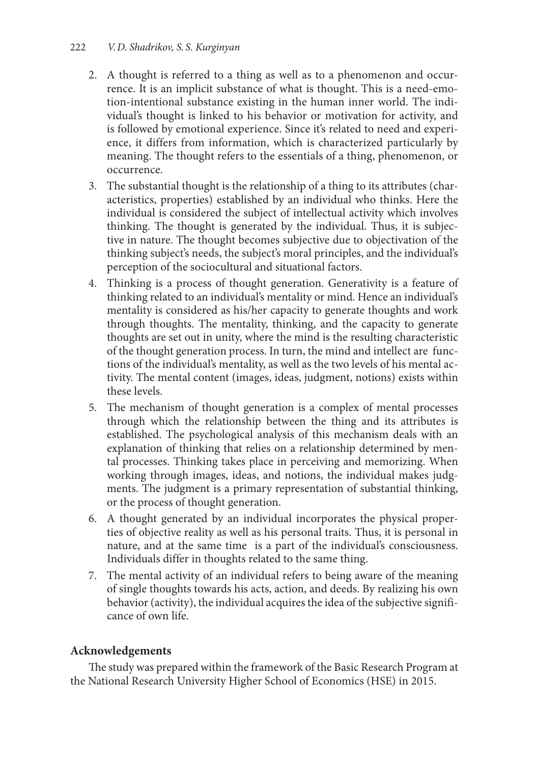2. A thought is referred to a thing as well as to a phenomenon and occurrence. It is an implicit substance of what is thought. This is a need-emotion-intentional substance existing in the human inner world. The individual's thought is linked to his behavior or motivation for activity, and is followed by emotional experience. Since it's related to need and experience, it differs from information, which is characterized particularly by meaning. The thought refers to the essentials of a thing, phenomenon, or occurrence.
3. The substantial thought is the relationship of a thing to its attributes (characteristics, properties) established by an individual who thinks. Here the individual is considered the subject of intellectual activity which involves thinking. The thought is generated by the individual. Thus, it is subjective in nature. The thought becomes subjective due to objectivation of the thinking subject's needs, the subject's moral principles, and the individual's perception of the sociocultural and situational factors.
4. Thinking is a process of thought generation. Generativity is a feature of thinking related to an individual's mentality or mind. Hence an individual's mentality is considered as his/her capacity to generate thoughts and work through thoughts. The mentality, thinking, and the capacity to generate thoughts are set out in unity, where the mind is the resulting characteristic of the thought generation process. In turn, the mind and intellect are functions of the individual's mentality, as well as the two levels of his mental activity. The mental content (images, ideas, judgment, notions) exists within these levels.
5. The mechanism of thought generation is a complex of mental processes through which the relationship between the thing and its attributes is established. The psychological analysis of this mechanism deals with an explanation of thinking that relies on a relationship determined by mental processes. Thinking takes place in perceiving and memorizing. When working through images, ideas, and notions, the individual makes judgments. The judgment is a primary representation of substantial thinking, or the process of thought generation.
6. A thought generated by an individual incorporates the physical properties of objective reality as well as his personal traits. Thus, it is personal in nature, and at the same time is a part of the individual's consciousness. Individuals differ in thoughts related to the same thing.
7. The mental activity of an individual refers to being aware of the meaning of single thoughts towards his acts, action, and deeds. By realizing his own behavior (activity), the individual acquires the idea of the subjective significance of own life.

## Acknowledgements

The study was prepared within the framework of the Basic Research Program at the National Research University Higher School of Economics (HSE) in 2015.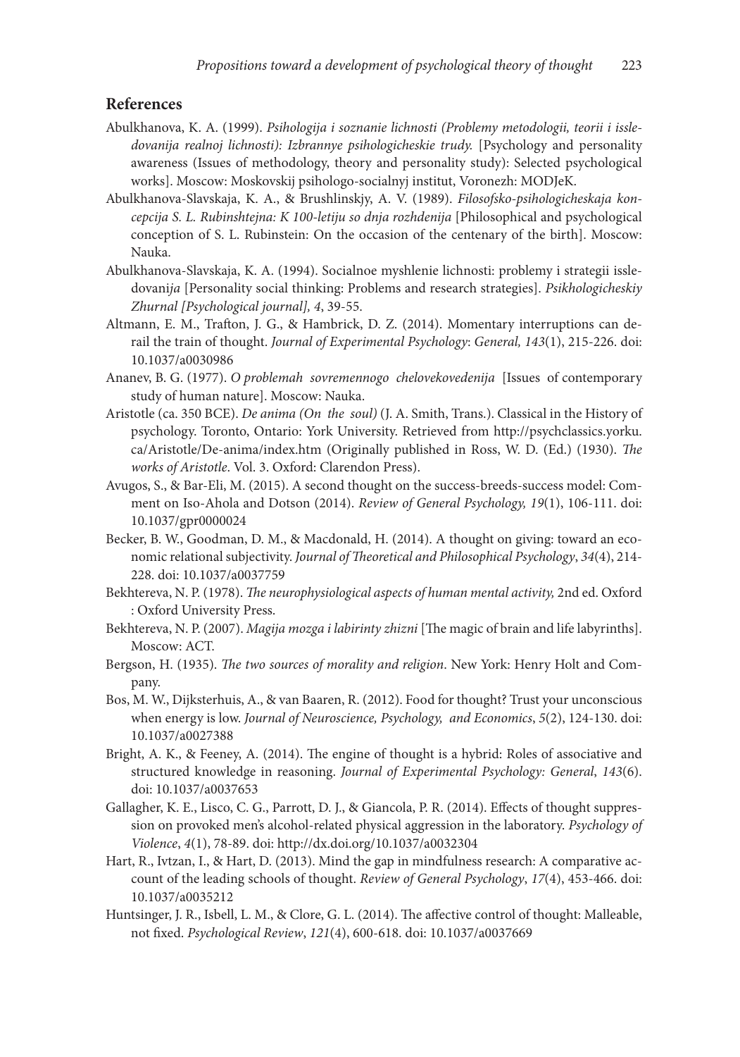## References

Abulkhanova, K. A. (1999). *Psihologija i soznanie lichnosti (Problemy metodologii, teorii i issledovanija realnoj lichnosti): Izbrannye psihologicheskie trudy.* [Psychology and personality awareness (Issues of methodology, theory and personality study): Selected psychological works]. Moscow: Moskovskij psihologo-socialnyj institut, Voronezh: MODJeK.

Abulkhanova-Slavskaja, K. A., & Brushlinskjy, A. V. (1989). *Filosofsko-psihologicheskaja koncepcija S. L. Rubinshtejna: K 100-letiju so dnja rozhdenija* [Philosophical and psychological conception of S. L. Rubinstein: On the occasion of the centenary of the birth]. Moscow: Nauka.

Abulkhanova-Slavskaja, K. A. (1994). Socialnoe myshlenie lichnosti: problemy i strategii issledovanija [Personality social thinking: Problems and research strategies]. *Psikhologicheskiy Zhurnal [Psychological journal], 4*, 39-55.

Altmann, E. M., Trafton, J. G., & Hambrick, D. Z. (2014). Momentary interruptions can derail the train of thought. *Journal of Experimental Psychology*: *General, 143*(1), 215-226. doi: 10.1037/a0030986

Ananev, B. G. (1977). *O problemah sovremennogo chelovekovedenija* [Issues of contemporary study of human nature]. Moscow: Nauka.

Aristotle (ca. 350 BCE). *De anima (On the soul)* (J. A. Smith, Trans.). Classical in the History of psychology. Toronto, Ontario: York University. Retrieved from http://psychclassics.yorku.ca/Aristotle/De-anima/index.htm (Originally published in Ross, W. D. (Ed.) (1930). *The works of Aristotle*. Vol. 3. Oxford: Clarendon Press).

Avugos, S., & Bar-Eli, M. (2015). A second thought on the success-breeds-success model: Comment on Iso-Ahola and Dotson (2014). *Review of General Psychology, 19*(1), 106-111. doi: 10.1037/gpr0000024

Becker, B. W., Goodman, D. M., & Macdonald, H. (2014). A thought on giving: toward an economic relational subjectivity. *Journal of Theoretical and Philosophical Psychology*, *34*(4), 214-228. doi: 10.1037/a0037759

Bekhtereva, N. P. (1978). *The neurophysiological aspects of human mental activity,* 2nd ed. Oxford : Oxford University Press.

Bekhtereva, N. P. (2007). *Magija mozga i labirinty zhizni* [The magic of brain and life labyrinths]. Moscow: ACT.

Bergson, H. (1935). *The two sources of morality and religion*. New York: Henry Holt and Company.

Bos, M. W., Dijksterhuis, A., & van Baaren, R. (2012). Food for thought? Trust your unconscious when energy is low. *Journal of Neuroscience, Psychology, and Economics*, *5*(2), 124-130. doi: 10.1037/a0027388

Bright, A. K., & Feeney, A. (2014). The engine of thought is a hybrid: Roles of associative and structured knowledge in reasoning. *Journal of Experimental Psychology: General*, *143*(6). doi: 10.1037/a0037653

Gallagher, K. E., Lisco, C. G., Parrott, D. J., & Giancola, P. R. (2014). Effects of thought suppression on provoked men's alcohol-related physical aggression in the laboratory. *Psychology of Violence*, *4*(1), 78-89. doi: http://dx.doi.org/10.1037/a0032304

Hart, R., Ivtzan, I., & Hart, D. (2013). Mind the gap in mindfulness research: A comparative account of the leading schools of thought. *Review of General Psychology*, *17*(4), 453-466. doi: 10.1037/a0035212

Huntsinger, J. R., Isbell, L. M., & Clore, G. L. (2014). The affective control of thought: Malleable, not fixed. *Psychological Review*, *121*(4), 600-618. doi: 10.1037/a0037669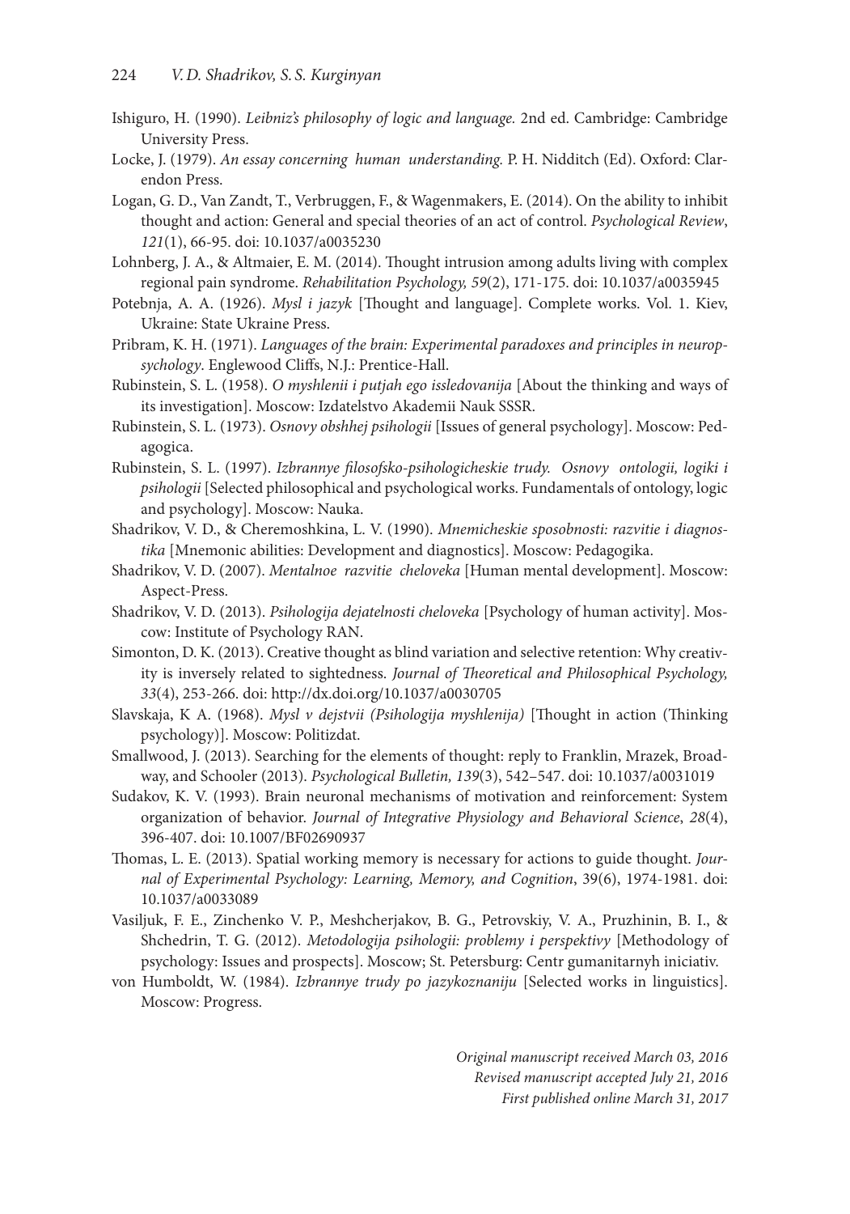Ishiguro, H. (1990). *Leibniz's philosophy of logic and language.* 2nd ed. Cambridge: Cambridge University Press.

Locke, J. (1979). *An essay concerning human understanding.* P. H. Nidditch (Ed). Oxford: Clarendon Press.

Logan, G. D., Van Zandt, T., Verbruggen, F., & Wagenmakers, E. (2014). On the ability to inhibit thought and action: General and special theories of an act of control. *Psychological Review*, *121*(1), 66-95. doi: 10.1037/a0035230

Lohnberg, J. A., & Altmaier, E. M. (2014). Thought intrusion among adults living with complex regional pain syndrome. *Rehabilitation Psychology, 59*(2), 171-175. doi: 10.1037/a0035945

Potebnja, A. A. (1926). *Mysl i jazyk* [Thought and language]. Complete works. Vol. 1. Kiev, Ukraine: State Ukraine Press.

Pribram, K. H. (1971). *Languages of the brain: Experimental paradoxes and principles in neuropsychology*. Englewood Cliffs, N.J.: Prentice-Hall.

Rubinstein, S. L. (1958). *O myshlenii i putjah ego issledovanija* [About the thinking and ways of its investigation]. Moscow: Izdatelstvo Akademii Nauk SSSR.

Rubinstein, S. L. (1973). *Osnovy obshhej psihologii* [Issues of general psychology]. Moscow: Pedagogica.

Rubinstein, S. L. (1997). *Izbrannye filosofsko-psihologicheskie trudy. Osnovy ontologii, logiki i psihologii* [Selected philosophical and psychological works. Fundamentals of ontology, logic and psychology]. Moscow: Nauka.

Shadrikov, V. D., & Cheremoshkina, L. V. (1990). *Mnemicheskie sposobnosti: razvitie i diagnostika* [Mnemonic abilities: Development and diagnostics]. Moscow: Pedagogika.

Shadrikov, V. D. (2007). *Mentalnoe razvitie cheloveka* [Human mental development]. Moscow: Aspect-Press.

Shadrikov, V. D. (2013). *Psihologija dejatelnosti cheloveka* [Psychology of human activity]. Moscow: Institute of Psychology RAN.

Simonton, D. K. (2013). Creative thought as blind variation and selective retention: Why creativity is inversely related to sightedness. *Journal of Theoretical and Philosophical Psychology, 33*(4), 253-266. doi: http://dx.doi.org/10.1037/a0030705

Slavskaja, K A. (1968). *Mysl v dejstvii (Psihologija myshlenija)* [Thought in action (Thinking psychology)]. Moscow: Politizdat.

Smallwood, J. (2013). Searching for the elements of thought: reply to Franklin, Mrazek, Broadway, and Schooler (2013). *Psychological Bulletin, 139*(3), 542–547. doi: 10.1037/a0031019

Sudakov, K. V. (1993). Brain neuronal mechanisms of motivation and reinforcement: System organization of behavior. *Journal of Integrative Physiology and Behavioral Science*, *28*(4), 396-407. doi: 10.1007/BF02690937

Thomas, L. E. (2013). Spatial working memory is necessary for actions to guide thought. *Journal of Experimental Psychology: Learning, Memory, and Cognition*, 39(6), 1974-1981. doi: 10.1037/a0033089

Vasiljuk, F. E., Zinchenko V. P., Meshcherjakov, B. G., Petrovskiy, V. A., Pruzhinin, B. I., & Shchedrin, T. G. (2012). *Metodologija psihologii: problemy i perspektivy* [Methodology of psychology: Issues and prospects]. Moscow; St. Petersburg: Centr gumanitarnyh iniciativ.

von Humboldt, W. (1984). *Izbrannye trudy po jazykoznaniju* [Selected works in linguistics]. Moscow: Progress.

*Original manuscript received March 03, 2016*
*Revised manuscript accepted July 21, 2016*
*First published online March 31, 2017*